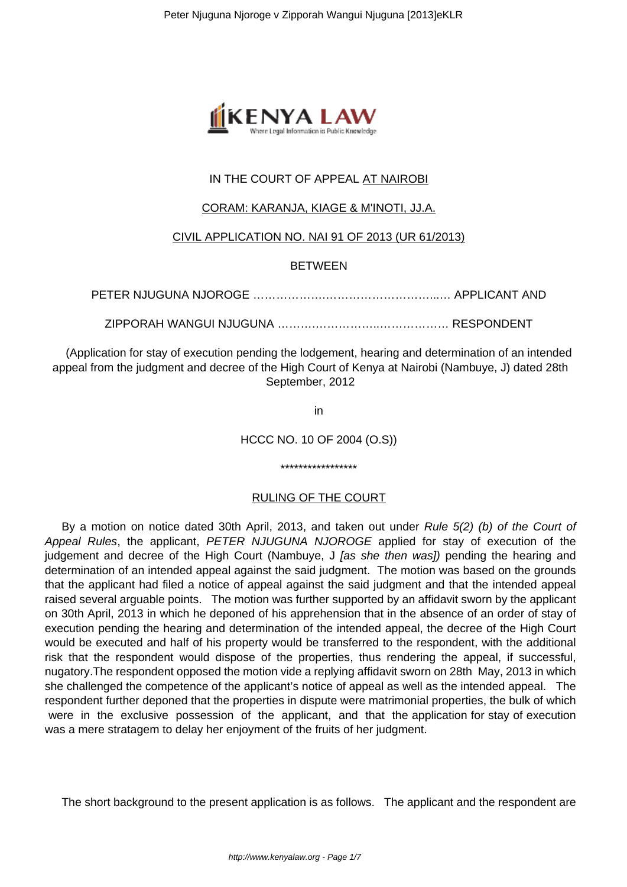IN THE COURT OF APPEAL AT NAIROBI

CORAM: KARANJA, KIAGE & M'INOTI, JJ.A.

CIVIL APPLICATION NO. NAI 91 OF 2013 (UR 61/2013)

BETWEEN

PETER NJUGUNA NJOROGE …………….…………………………..…. APPLICANT AND

ZIPPORAH WANGUI NJUGUNA ………………………..…………….… RESPONDENT

(Application for stay of execution pending the lodgement, hearing and determination of an intended appeal from the judgment and decree of the High Court of Kenya at Nairobi (Nambuye, J) dated 28th September, 2012

in

HCCC NO. 10 OF 2004 (O.S))

*****************

## RULING OF THE COURT

By a motion on notice dated 30th April, 2013, and taken out under *Rule 5(2) (b) of the Court of Appeal Rules*, the applicant, *PETER NJUGUNA NJOROGE* applied for stay of execution of the judgement and decree of the High Court (Nambuye, J *[as she then was]*) pending the hearing and determination of an intended appeal against the said judgment. The motion was based on the grounds that the applicant had filed a notice of appeal against the said judgment and that the intended appeal raised several arguable points. The motion was further supported by an affidavit sworn by the applicant on 30th April, 2013 in which he deponed of his apprehension that in the absence of an order of stay of execution pending the hearing and determination of the intended appeal, the decree of the High Court would be executed and half of his property would be transferred to the respondent, with the additional risk that the respondent would dispose of the properties, thus rendering the appeal, if successful, nugatory.The respondent opposed the motion vide a replying affidavit sworn on 28th May, 2013 in which she challenged the competence of the applicant's notice of appeal as well as the intended appeal. The respondent further deponed that the properties in dispute were matrimonial properties, the bulk of which were in the exclusive possession of the applicant, and that the application for stay of execution was a mere stratagem to delay her enjoyment of the fruits of her judgment.

The short background to the present application is as follows. The applicant and the respondent are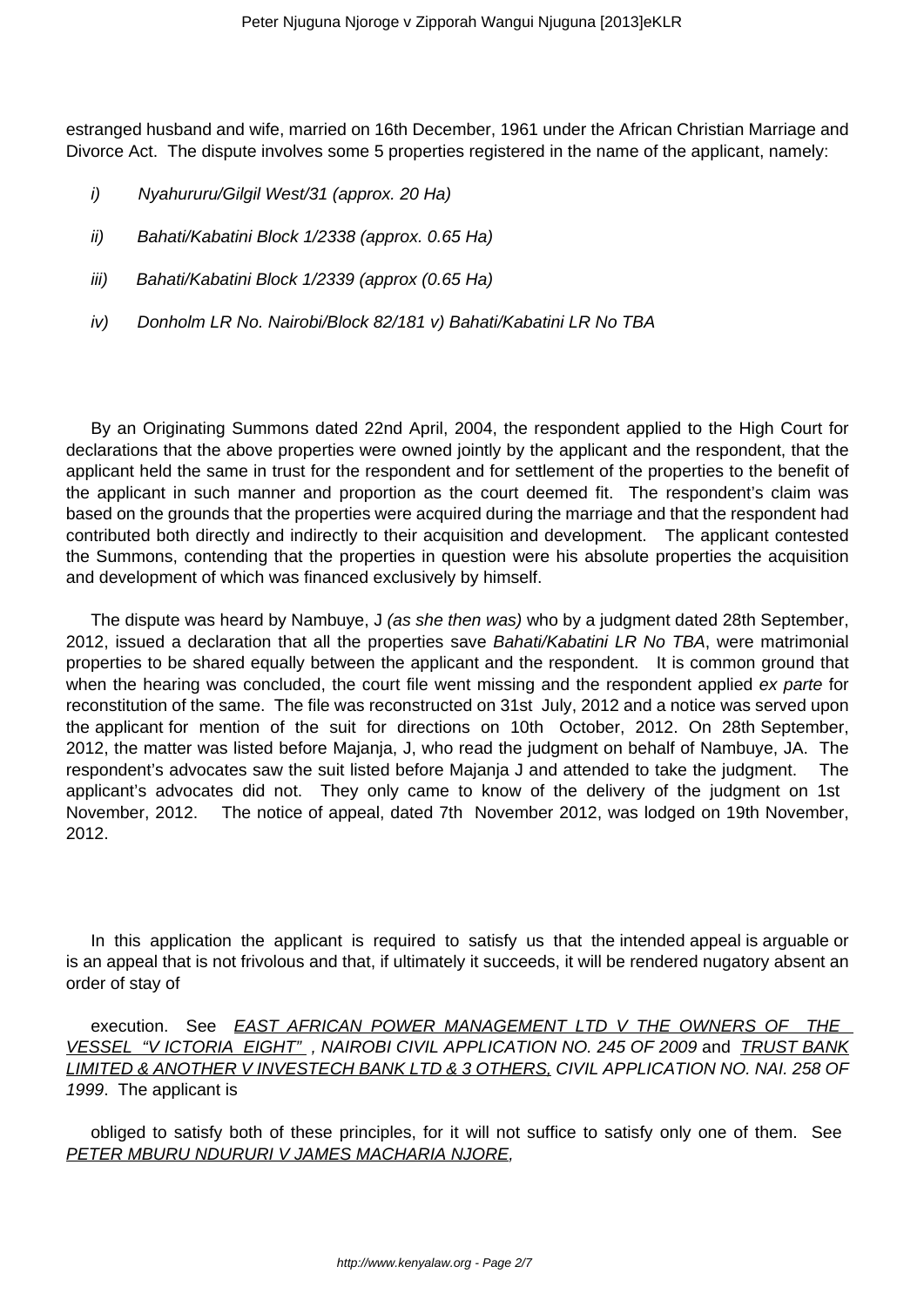estranged husband and wife, married on 16th December, 1961 under the African Christian Marriage and Divorce Act. The dispute involves some 5 properties registered in the name of the applicant, namely:

*i) Nyahururu/Gilgil West/31 (approx. 20 Ha)*

*ii) Bahati/Kabatini Block 1/2338 (approx. 0.65 Ha)*

*iii) Bahati/Kabatini Block 1/2339 (approx (0.65 Ha)*

*iv) Donholm LR No. Nairobi/Block 82/181 v) Bahati/Kabatini LR No TBA*

By an Originating Summons dated 22nd April, 2004, the respondent applied to the High Court for declarations that the above properties were owned jointly by the applicant and the respondent, that the applicant held the same in trust for the respondent and for settlement of the properties to the benefit of the applicant in such manner and proportion as the court deemed fit. The respondent's claim was based on the grounds that the properties were acquired during the marriage and that the respondent had contributed both directly and indirectly to their acquisition and development. The applicant contested the Summons, contending that the properties in question were his absolute properties the acquisition and development of which was financed exclusively by himself.

The dispute was heard by Nambuye, J *(as she then was)* who by a judgment dated 28th September, 2012, issued a declaration that all the properties save *Bahati/Kabatini LR No TBA*, were matrimonial properties to be shared equally between the applicant and the respondent. It is common ground that when the hearing was concluded, the court file went missing and the respondent applied *ex parte* for reconstitution of the same. The file was reconstructed on 31st July, 2012 and a notice was served upon the applicant for mention of the suit for directions on 10th October, 2012. On 28th September, 2012, the matter was listed before Majanja, J, who read the judgment on behalf of Nambuye, JA. The respondent's advocates saw the suit listed before Majanja J and attended to take the judgment. The applicant's advocates did not. They only came to know of the delivery of the judgment on 1st November, 2012. The notice of appeal, dated 7th November 2012, was lodged on 19th November, 2012.

In this application the applicant is required to satisfy us that the intended appeal is arguable or is an appeal that is not frivolous and that, if ultimately it succeeds, it will be rendered nugatory absent an order of stay of

execution. See *EAST AFRICAN POWER MANAGEMENT LTD V THE OWNERS OF THE VESSEL "V ICTORIA EIGHT" , NAIROBI CIVIL APPLICATION NO. 245 OF 2009* and *TRUST BANK LIMITED & ANOTHER V INVESTECH BANK LTD & 3 OTHERS, CIVIL APPLICATION NO. NAI. 258 OF 1999*. The applicant is

obliged to satisfy both of these principles, for it will not suffice to satisfy only one of them. See *PETER MBURU NDURURI V JAMES MACHARIA NJORE,*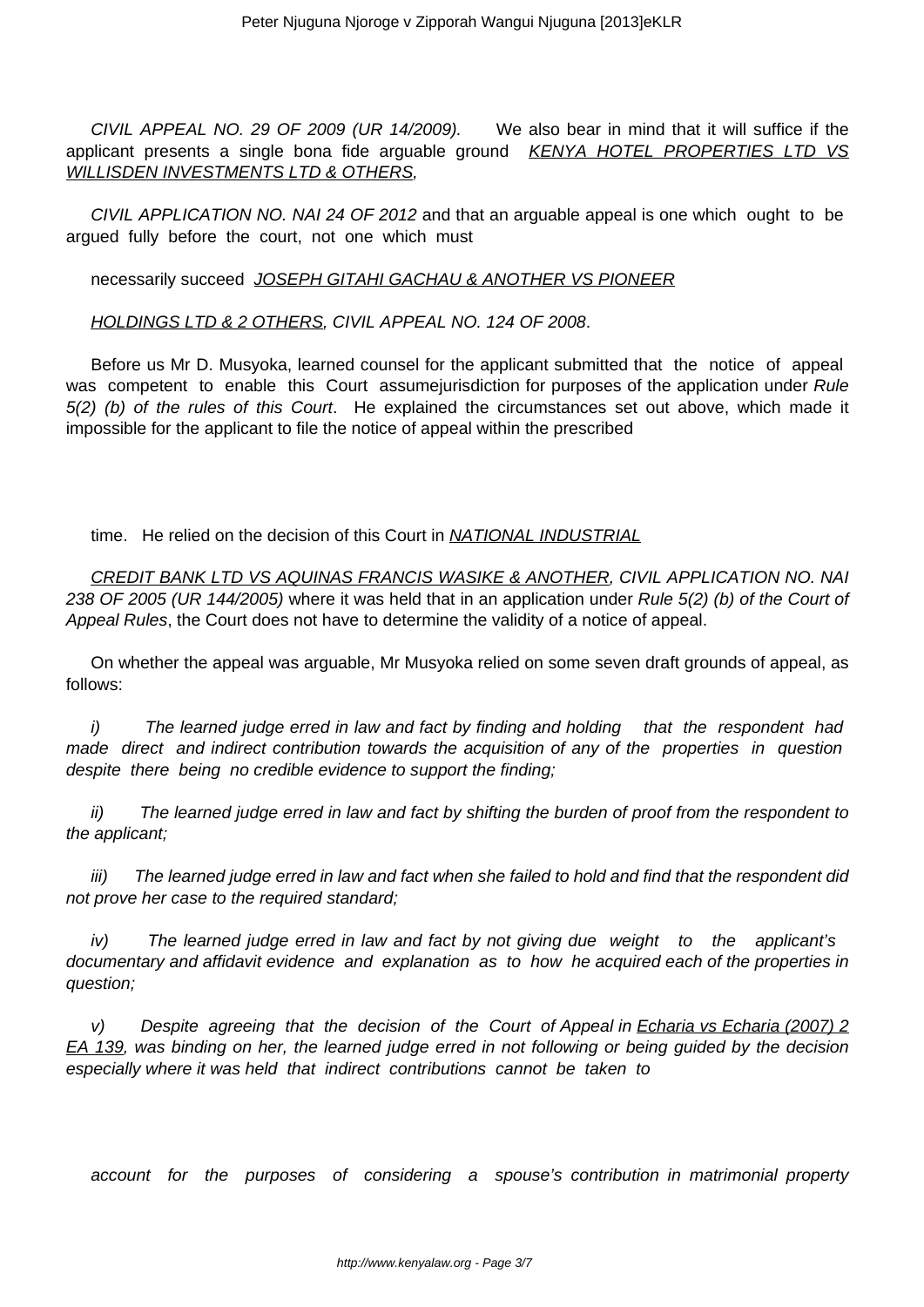*CIVIL APPEAL NO. 29 OF 2009 (UR 14/2009).* We also bear in mind that it will suffice if the applicant presents a single bona fide arguable ground *KENYA HOTEL PROPERTIES LTD VS WILLISDEN INVESTMENTS LTD & OTHERS,*

*CIVIL APPLICATION NO. NAI 24 OF 2012* and that an arguable appeal is one which ought to be argued fully before the court, not one which must

necessarily succeed *JOSEPH GITAHI GACHAU & ANOTHER VS PIONEER*

*HOLDINGS LTD & 2 OTHERS, CIVIL APPEAL NO. 124 OF 2008*.

Before us Mr D. Musyoka, learned counsel for the applicant submitted that the notice of appeal was competent to enable this Court assumejurisdiction for purposes of the application under *Rule 5(2) (b) of the rules of this Court*. He explained the circumstances set out above, which made it impossible for the applicant to file the notice of appeal within the prescribed

time. He relied on the decision of this Court in *NATIONAL INDUSTRIAL*

*CREDIT BANK LTD VS AQUINAS FRANCIS WASIKE & ANOTHER, CIVIL APPLICATION NO. NAI 238 OF 2005 (UR 144/2005)* where it was held that in an application under *Rule 5(2) (b) of the Court of Appeal Rules*, the Court does not have to determine the validity of a notice of appeal.

On whether the appeal was arguable, Mr Musyoka relied on some seven draft grounds of appeal, as follows:

*i) The learned judge erred in law and fact by finding and holding that the respondent had made direct and indirect contribution towards the acquisition of any of the properties in question despite there being no credible evidence to support the finding;*

*ii) The learned judge erred in law and fact by shifting the burden of proof from the respondent to the applicant;*

*iii) The learned judge erred in law and fact when she failed to hold and find that the respondent did not prove her case to the required standard;*

*iv) The learned judge erred in law and fact by not giving due weight to the applicant's documentary and affidavit evidence and explanation as to how he acquired each of the properties in question;*

*v) Despite agreeing that the decision of the Court of Appeal in Echaria vs Echaria (2007) 2 EA 139, was binding on her, the learned judge erred in not following or being guided by the decision especially where it was held that indirect contributions cannot be taken to*

*account for the purposes of considering a spouse's contribution in matrimonial property*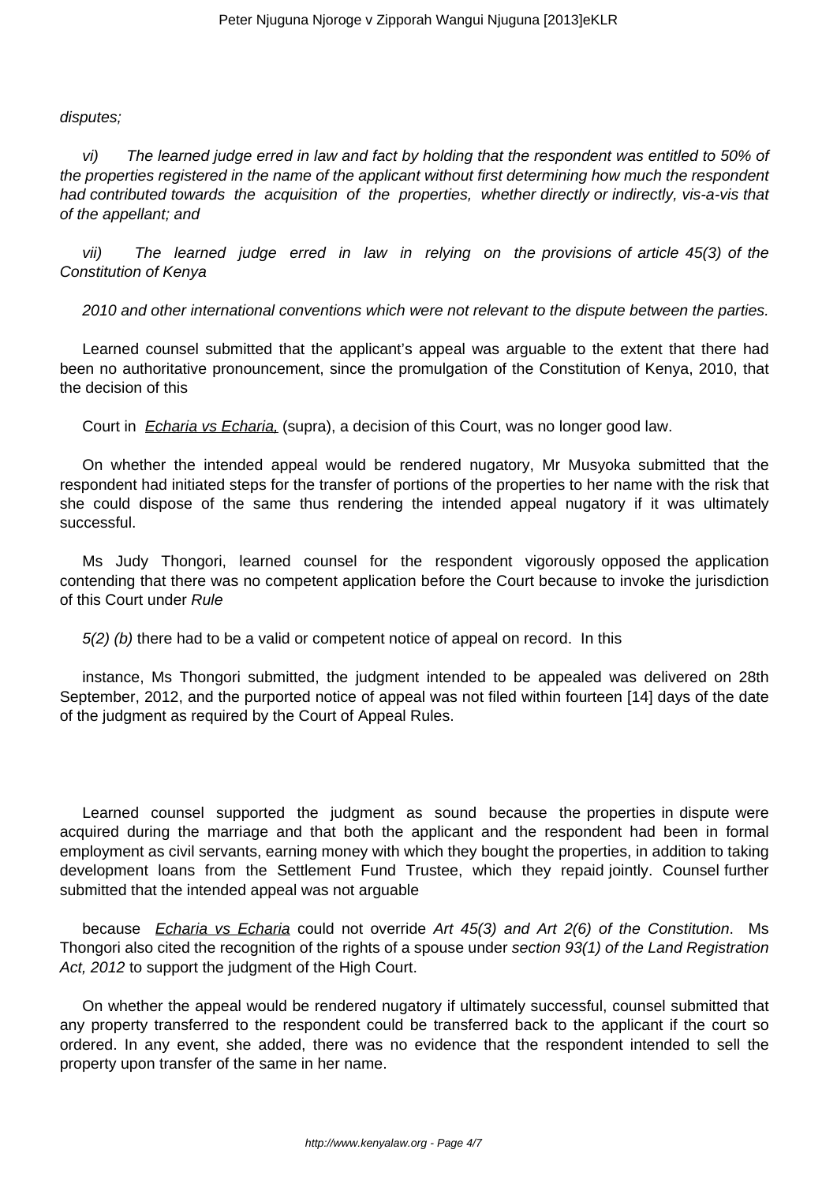*disputes;*

*vi) The learned judge erred in law and fact by holding that the respondent was entitled to 50% of the properties registered in the name of the applicant without first determining how much the respondent had contributed towards the acquisition of the properties, whether directly or indirectly, vis-a-vis that of the appellant; and*

*vii) The learned judge erred in law in relying on the provisions of article 45(3) of the Constitution of Kenya*

*2010 and other international conventions which were not relevant to the dispute between the parties.*

Learned counsel submitted that the applicant's appeal was arguable to the extent that there had been no authoritative pronouncement, since the promulgation of the Constitution of Kenya, 2010, that the decision of this

Court in *Echaria vs Echaria,* (supra), a decision of this Court, was no longer good law.

On whether the intended appeal would be rendered nugatory, Mr Musyoka submitted that the respondent had initiated steps for the transfer of portions of the properties to her name with the risk that she could dispose of the same thus rendering the intended appeal nugatory if it was ultimately successful.

Ms Judy Thongori, learned counsel for the respondent vigorously opposed the application contending that there was no competent application before the Court because to invoke the jurisdiction of this Court under *Rule*

*5(2) (b)* there had to be a valid or competent notice of appeal on record. In this

instance, Ms Thongori submitted, the judgment intended to be appealed was delivered on 28th September, 2012, and the purported notice of appeal was not filed within fourteen [14] days of the date of the judgment as required by the Court of Appeal Rules.

Learned counsel supported the judgment as sound because the properties in dispute were acquired during the marriage and that both the applicant and the respondent had been in formal employment as civil servants, earning money with which they bought the properties, in addition to taking development loans from the Settlement Fund Trustee, which they repaid jointly. Counsel further submitted that the intended appeal was not arguable

because *Echaria vs Echaria* could not override *Art 45(3) and Art 2(6) of the Constitution*. Ms Thongori also cited the recognition of the rights of a spouse under *section 93(1) of the Land Registration Act, 2012* to support the judgment of the High Court.

On whether the appeal would be rendered nugatory if ultimately successful, counsel submitted that any property transferred to the respondent could be transferred back to the applicant if the court so ordered. In any event, she added, there was no evidence that the respondent intended to sell the property upon transfer of the same in her name.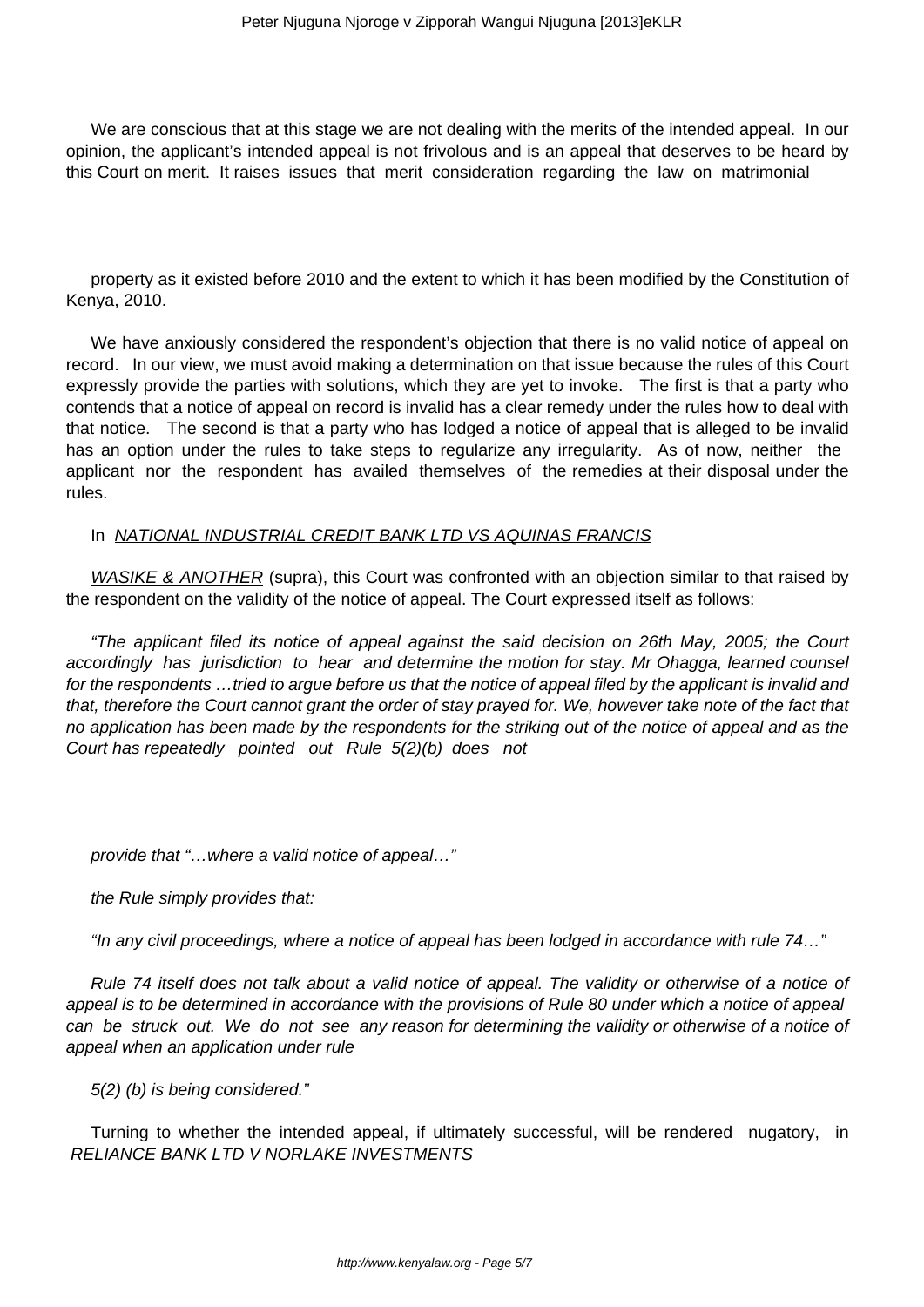We are conscious that at this stage we are not dealing with the merits of the intended appeal. In our opinion, the applicant's intended appeal is not frivolous and is an appeal that deserves to be heard by this Court on merit. It raises issues that merit consideration regarding the law on matrimonial property as it existed before 2010 and the extent to which it has been modified by the Constitution of Kenya, 2010.

We have anxiously considered the respondent's objection that there is no valid notice of appeal on record. In our view, we must avoid making a determination on that issue because the rules of this Court expressly provide the parties with solutions, which they are yet to invoke. The first is that a party who contends that a notice of appeal on record is invalid has a clear remedy under the rules how to deal with that notice. The second is that a party who has lodged a notice of appeal that is alleged to be invalid has an option under the rules to take steps to regularize any irregularity. As of now, neither the applicant nor the respondent has availed themselves of the remedies at their disposal under the rules.

In NATIONAL INDUSTRIAL CREDIT BANK LTD VS AQUINAS FRANCIS WASIKE & ANOTHER (supra), this Court was confronted with an objection similar to that raised by the respondent on the validity of the notice of appeal. The Court expressed itself as follows:

*"The applicant filed its notice of appeal against the said decision on 26th May, 2005; the Court accordingly has jurisdiction to hear and determine the motion for stay. Mr Ohagga, learned counsel for the respondents …tried to argue before us that the notice of appeal filed by the applicant is invalid and that, therefore the Court cannot grant the order of stay prayed for. We, however take note of the fact that no application has been made by the respondents for the striking out of the notice of appeal and as the Court has repeatedly pointed out Rule 5(2)(b) does not provide that "…where a valid notice of appeal…"*

*the Rule simply provides that:*

*"In any civil proceedings, where a notice of appeal has been lodged in accordance with rule 74…"*

*Rule 74 itself does not talk about a valid notice of appeal. The validity or otherwise of a notice of appeal is to be determined in accordance with the provisions of Rule 80 under which a notice of appeal can be struck out. We do not see any reason for determining the validity or otherwise of a notice of appeal when an application under rule 5(2) (b) is being considered."*

Turning to whether the intended appeal, if ultimately successful, will be rendered nugatory, in RELIANCE BANK LTD V NORLAKE INVESTMENTS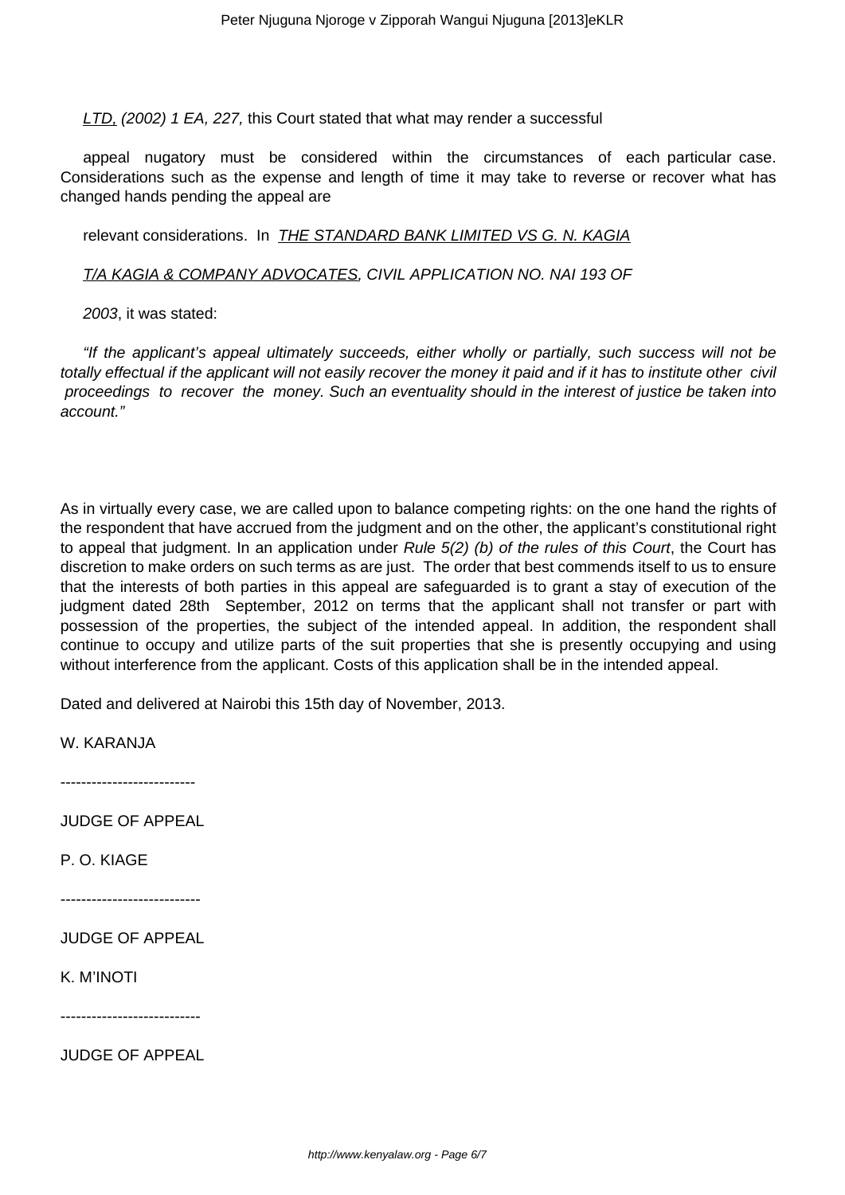<u>*LTD,*</u> *(2002) 1 EA, 227,* this Court stated that what may render a successful appeal nugatory must be considered within the circumstances of each particular case. Considerations such as the expense and length of time it may take to reverse or recover what has changed hands pending the appeal are relevant considerations. In <u>*THE STANDARD BANK LIMITED VS G. N. KAGIA T/A KAGIA & COMPANY ADVOCATES*</u>*, CIVIL APPLICATION NO. NAI 193 OF 2003*, it was stated:

*"If the applicant's appeal ultimately succeeds, either wholly or partially, such success will not be totally effectual if the applicant will not easily recover the money it paid and if it has to institute other civil proceedings to recover the money. Such an eventuality should in the interest of justice be taken into account."*

As in virtually every case, we are called upon to balance competing rights: on the one hand the rights of the respondent that have accrued from the judgment and on the other, the applicant's constitutional right to appeal that judgment. In an application under *Rule 5(2) (b) of the rules of this Court*, the Court has discretion to make orders on such terms as are just. The order that best commends itself to us to ensure that the interests of both parties in this appeal are safeguarded is to grant a stay of execution of the judgment dated 28th September, 2012 on terms that the applicant shall not transfer or part with possession of the properties, the subject of the intended appeal. In addition, the respondent shall continue to occupy and utilize parts of the suit properties that she is presently occupying and using without interference from the applicant. Costs of this application shall be in the intended appeal.

Dated and delivered at Nairobi this 15th day of November, 2013.

W. KARANJA

--------------------------

JUDGE OF APPEAL

P. O. KIAGE

---------------------------

JUDGE OF APPEAL

K. M'INOTI

---------------------------

JUDGE OF APPEAL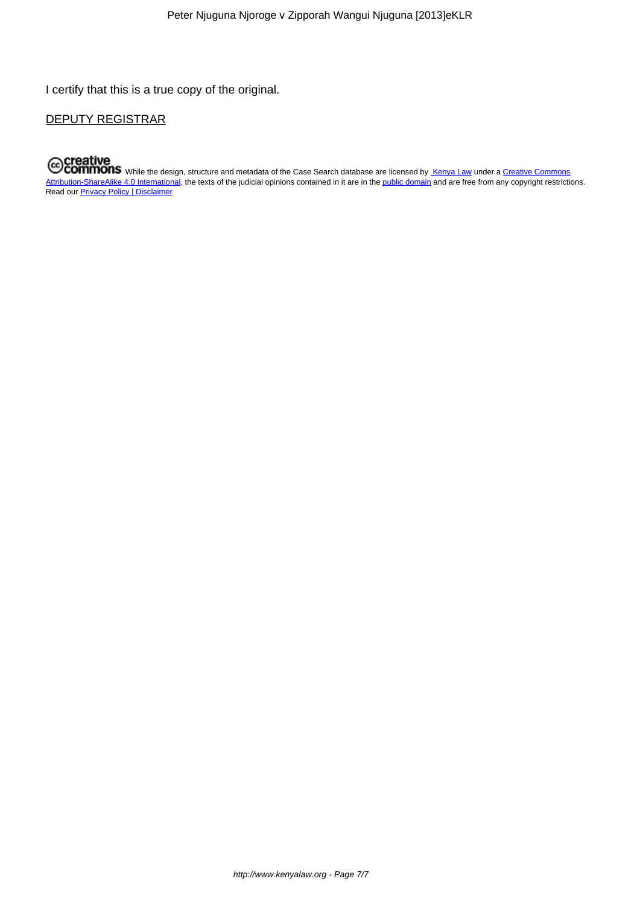I certify that this is a true copy of the original.

DEPUTY REGISTRAR

While the design, structure and metadata of the Case Search database are licensed by Kenya Law under a Creative Commons Attribution-ShareAlike 4.0 International, the texts of the judicial opinions contained in it are in the public domain and are free from any copyright restrictions. Read our Privacy Policy | Disclaimer